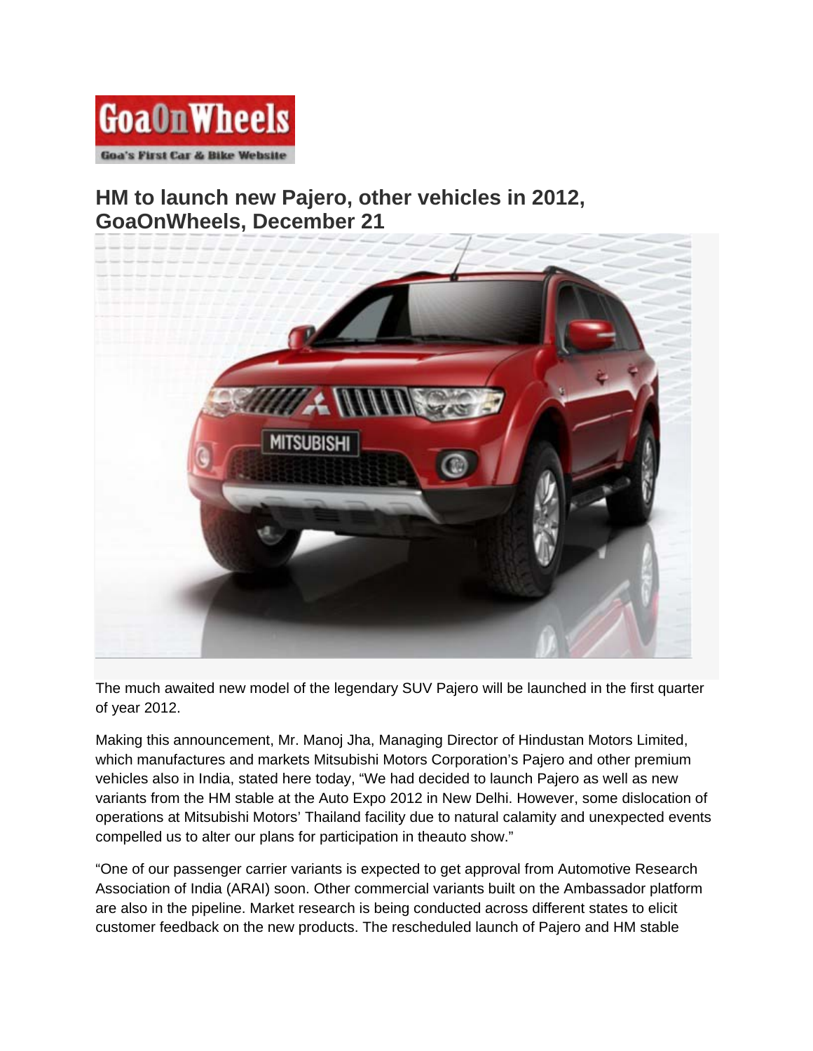GoaOnWheels

Goa's First Car & Bike Website

# HM to launch new Pajero, other vehicles in 2012, GoaOnWheels, December 21

The much awaited new model of the legendary SUV Pajero will be launched in the first quarter of year 2012.

Making this announcement, Mr. Manoj Jha, Managing Director of Hindustan Motors Limited, which manufactures and markets Mitsubishi Motors Corporation's Pajero and other premium vehicles also in India, stated here today, "We had decided to launch Pajero as well as new variants from the HM stable at the Auto Expo 2012 in New Delhi. However, some dislocation of operations at Mitsubishi Motors' Thailand facility due to natural calamity and unexpected events compelled us to alter our plans for participation in theauto show."

"One of our passenger carrier variants is expected to get approval from Automotive Research Association of India (ARAI) soon. Other commercial variants built on the Ambassador platform are also in the pipeline. Market research is being conducted across different states to elicit customer feedback on the new products. The rescheduled launch of Pajero and HM stable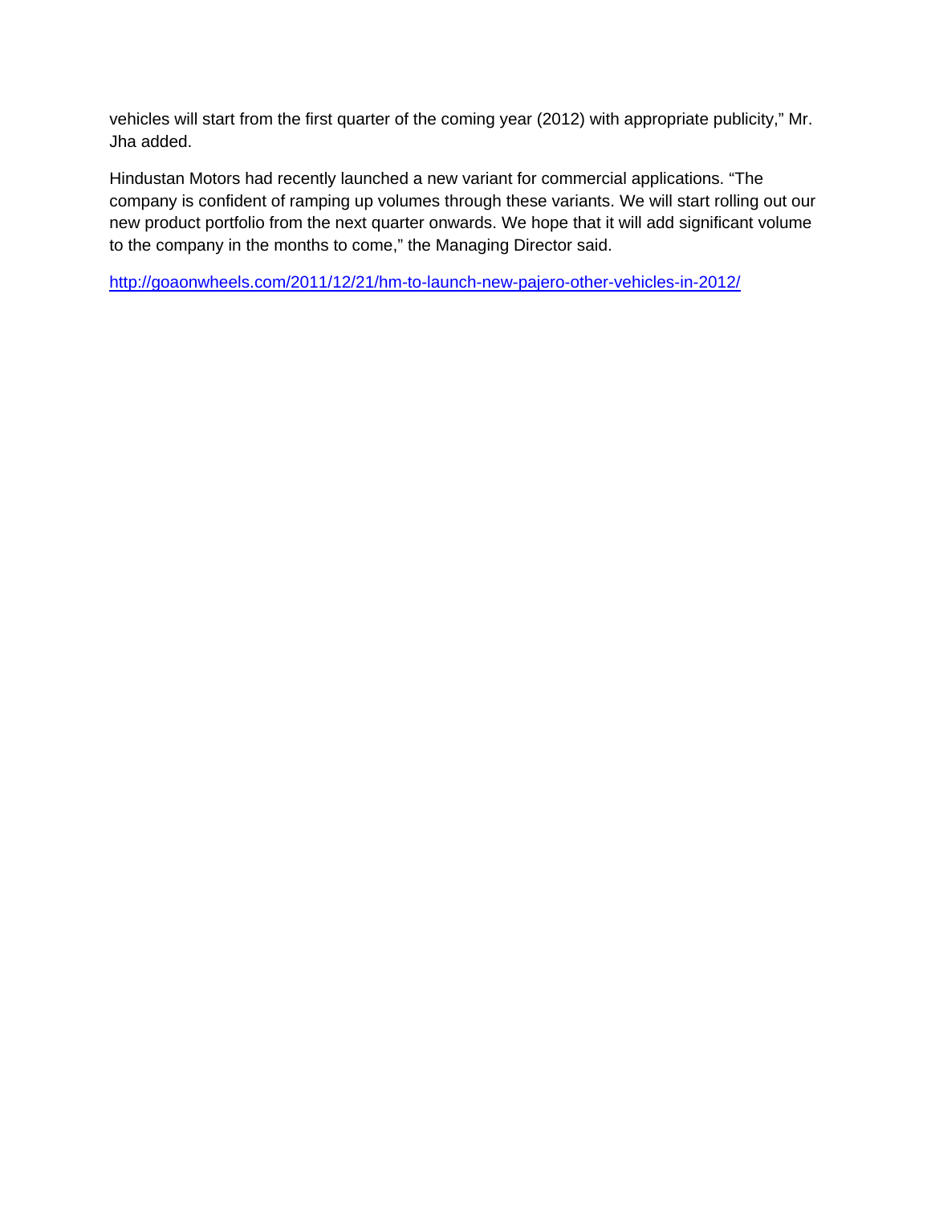vehicles will start from the first quarter of the coming year (2012) with appropriate publicity," Mr. Jha added.

Hindustan Motors had recently launched a new variant for commercial applications. "The company is confident of ramping up volumes through these variants. We will start rolling out our new product portfolio from the next quarter onwards. We hope that it will add significant volume to the company in the months to come," the Managing Director said.

http://goaonwheels.com/2011/12/21/hm-to-launch-new-pajero-other-vehicles-in-2012/